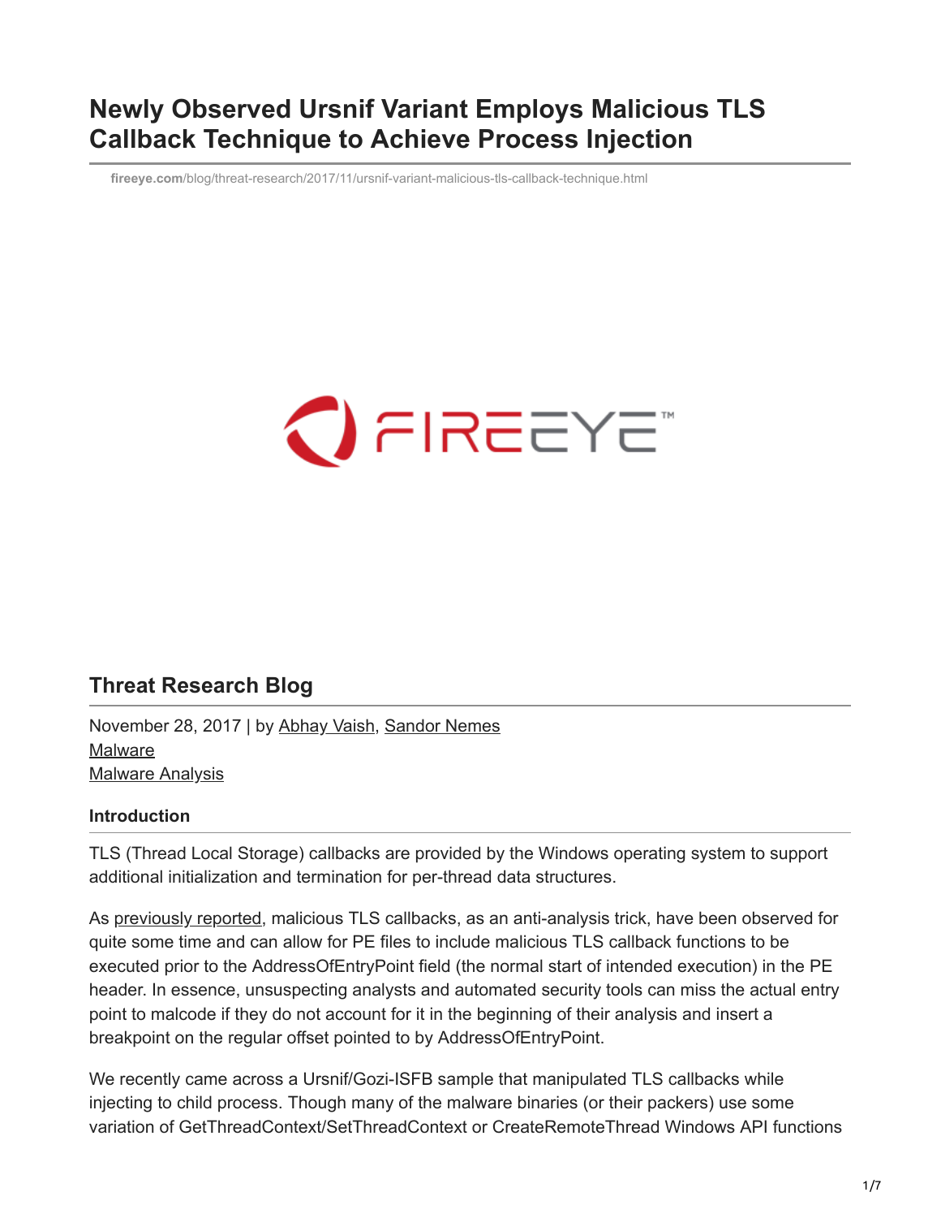# Newly Observed Ursnif Variant Employs Malicious TLS Callback Technique to Achieve Process Injection

fireeye.com/blog/threat-research/2017/11/ursnif-variant-malicious-tls-callback-technique.html

## Threat Research Blog

November 28, 2017 | by Abhay Vaish, Sandor Nemes
Malware
Malware Analysis

### Introduction

TLS (Thread Local Storage) callbacks are provided by the Windows operating system to support additional initialization and termination for per-thread data structures.

As previously reported, malicious TLS callbacks, as an anti-analysis trick, have been observed for quite some time and can allow for PE files to include malicious TLS callback functions to be executed prior to the AddressOfEntryPoint field (the normal start of intended execution) in the PE header. In essence, unsuspecting analysts and automated security tools can miss the actual entry point to malcode if they do not account for it in the beginning of their analysis and insert a breakpoint on the regular offset pointed to by AddressOfEntryPoint.

We recently came across a Ursnif/Gozi-ISFB sample that manipulated TLS callbacks while injecting to child process. Though many of the malware binaries (or their packers) use some variation of GetThreadContext/SetThreadContext or CreateRemoteThread Windows API functions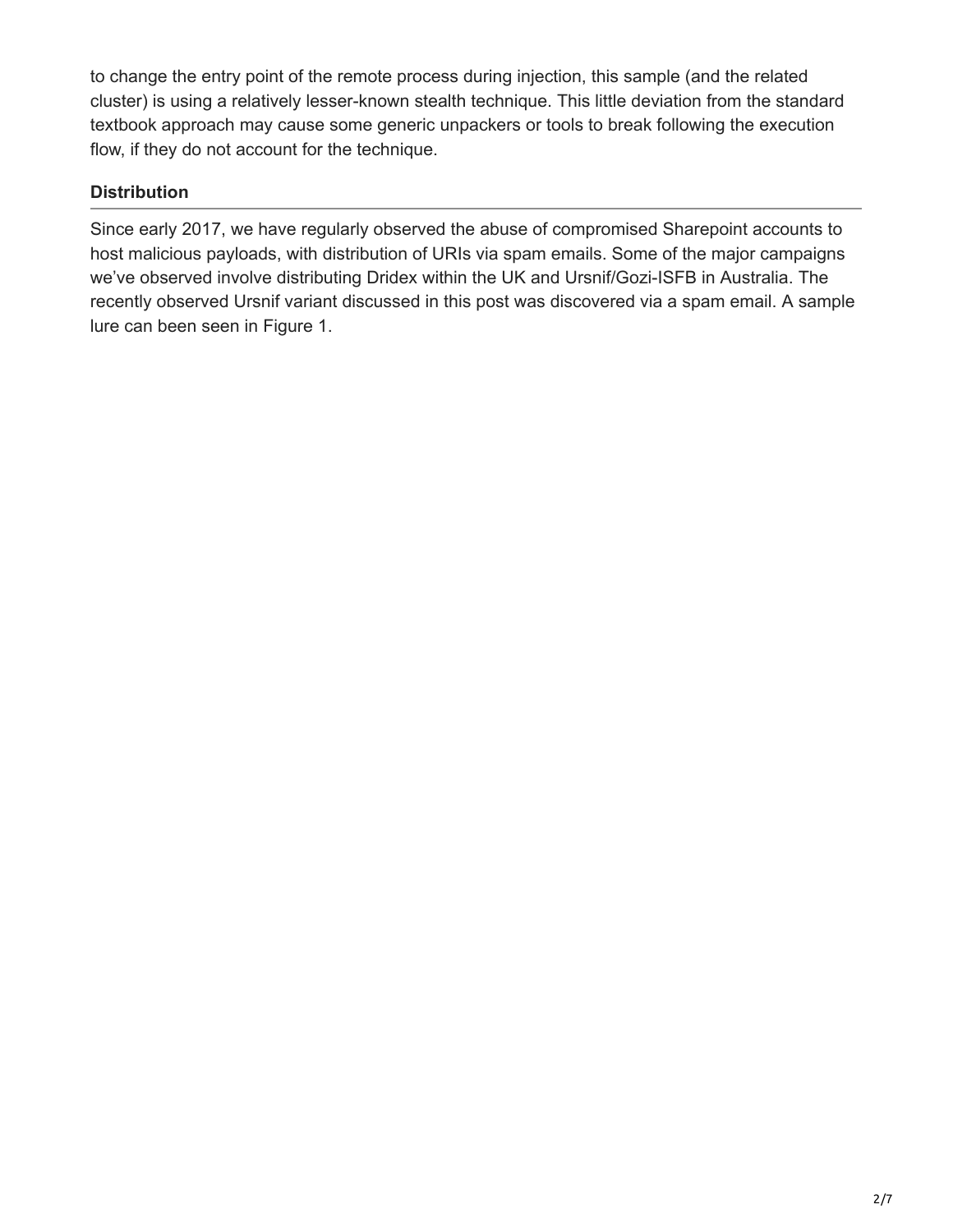to change the entry point of the remote process during injection, this sample (and the related cluster) is using a relatively lesser-known stealth technique. This little deviation from the standard textbook approach may cause some generic unpackers or tools to break following the execution flow, if they do not account for the technique.

## Distribution

Since early 2017, we have regularly observed the abuse of compromised Sharepoint accounts to host malicious payloads, with distribution of URIs via spam emails. Some of the major campaigns we've observed involve distributing Dridex within the UK and Ursnif/Gozi-ISFB in Australia. The recently observed Ursnif variant discussed in this post was discovered via a spam email. A sample lure can been seen in Figure 1.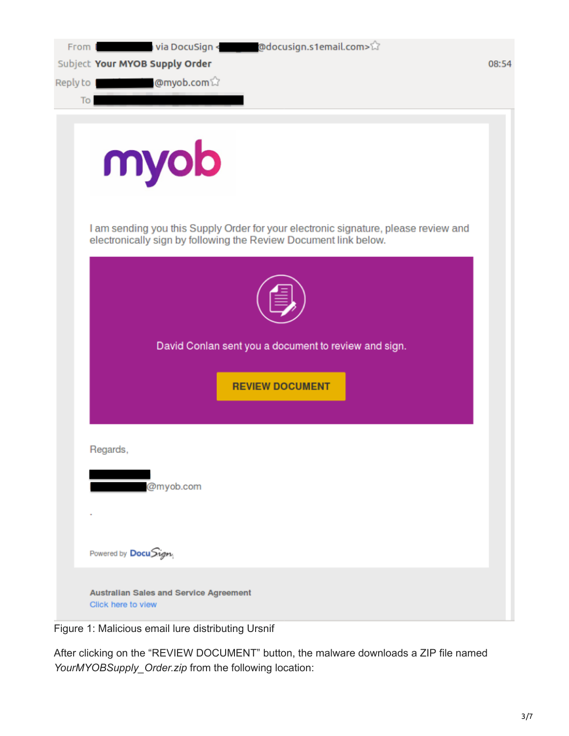From ██████ via DocuSign <██████@docusign.s1email.com>

Subject **Your MYOB Supply Order** 08:54

Reply to ██████@myob.com

To ██████

myob

I am sending you this Supply Order for your electronic signature, please review and electronically sign by following the Review Document link below.

David Conlan sent you a document to review and sign.

**REVIEW DOCUMENT**

Regards,

██████

██████@myob.com

.

Powered by DocuSign

**Australian Sales and Service Agreement**

Click here to view

Figure 1: Malicious email lure distributing Ursnif

After clicking on the "REVIEW DOCUMENT" button, the malware downloads a ZIP file named *YourMYOBSupply_Order.zip* from the following location: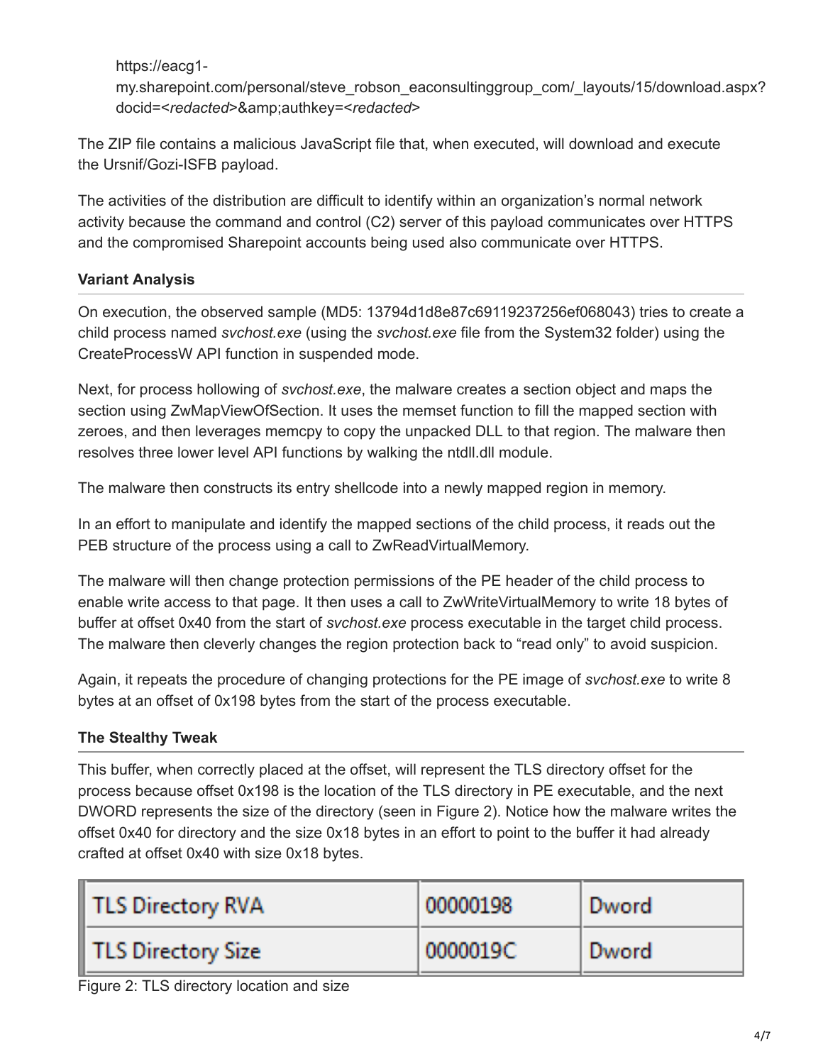https://eacg1-my.sharepoint.com/personal/steve_robson_eaconsultinggroup_com/_layouts/15/download.aspx?docid=<*redacted*>&amp;authkey=<*redacted*>

The ZIP file contains a malicious JavaScript file that, when executed, will download and execute the Ursnif/Gozi-ISFB payload.

The activities of the distribution are difficult to identify within an organization's normal network activity because the command and control (C2) server of this payload communicates over HTTPS and the compromised Sharepoint accounts being used also communicate over HTTPS.

**Variant Analysis**

On execution, the observed sample (MD5: 13794d1d8e87c69119237256ef068043) tries to create a child process named *svchost.exe* (using the *svchost.exe* file from the System32 folder) using the CreateProcessW API function in suspended mode.

Next, for process hollowing of *svchost.exe*, the malware creates a section object and maps the section using ZwMapViewOfSection. It uses the memset function to fill the mapped section with zeroes, and then leverages memcpy to copy the unpacked DLL to that region. The malware then resolves three lower level API functions by walking the ntdll.dll module.

The malware then constructs its entry shellcode into a newly mapped region in memory.

In an effort to manipulate and identify the mapped sections of the child process, it reads out the PEB structure of the process using a call to ZwReadVirtualMemory.

The malware will then change protection permissions of the PE header of the child process to enable write access to that page. It then uses a call to ZwWriteVirtualMemory to write 18 bytes of buffer at offset 0x40 from the start of *svchost.exe* process executable in the target child process. The malware then cleverly changes the region protection back to "read only" to avoid suspicion.

Again, it repeats the procedure of changing protections for the PE image of *svchost.exe* to write 8 bytes at an offset of 0x198 bytes from the start of the process executable.

**The Stealthy Tweak**

This buffer, when correctly placed at the offset, will represent the TLS directory offset for the process because offset 0x198 is the location of the TLS directory in PE executable, and the next DWORD represents the size of the directory (seen in Figure 2). Notice how the malware writes the offset 0x40 for directory and the size 0x18 bytes in an effort to point to the buffer it had already crafted at offset 0x40 with size 0x18 bytes.

| TLS Directory RVA | 00000198 | Dword |
|---|---|---|
| TLS Directory Size | 0000019C | Dword |

Figure 2: TLS directory location and size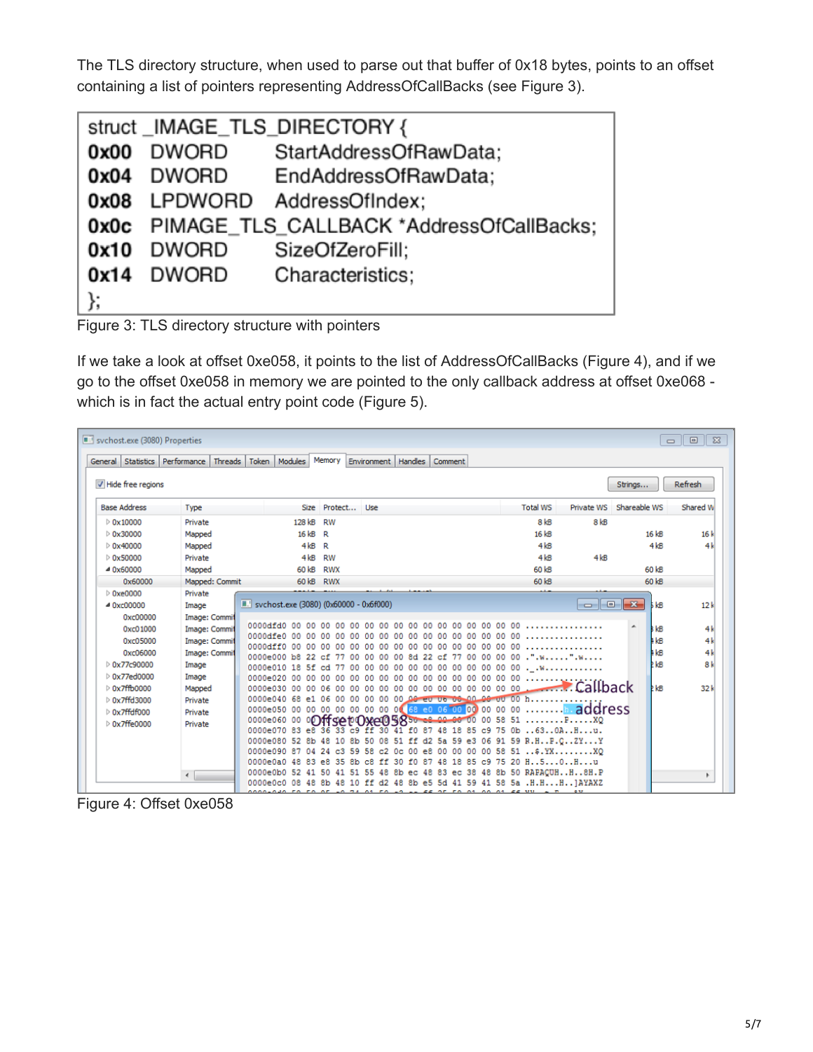The TLS directory structure, when used to parse out that buffer of 0x18 bytes, points to an offset containing a list of pointers representing AddressOfCallBacks (see Figure 3).

```
struct _IMAGE_TLS_DIRECTORY {
0x00  DWORD                StartAddressOfRawData;
0x04  DWORD                EndAddressOfRawData;
0x08  LPDWORD              AddressOfIndex;
0x0c  PIMAGE_TLS_CALLBACK *AddressOfCallBacks;
0x10  DWORD                SizeOfZeroFill;
0x14  DWORD                Characteristics;
};
```

Figure 3: TLS directory structure with pointers

If we take a look at offset 0xe058, it points to the list of AddressOfCallBacks (Figure 4), and if we go to the offset 0xe058 in memory we are pointed to the only callback address at offset 0xe068 - which is in fact the actual entry point code (Figure 5).

Figure 4: Offset 0xe058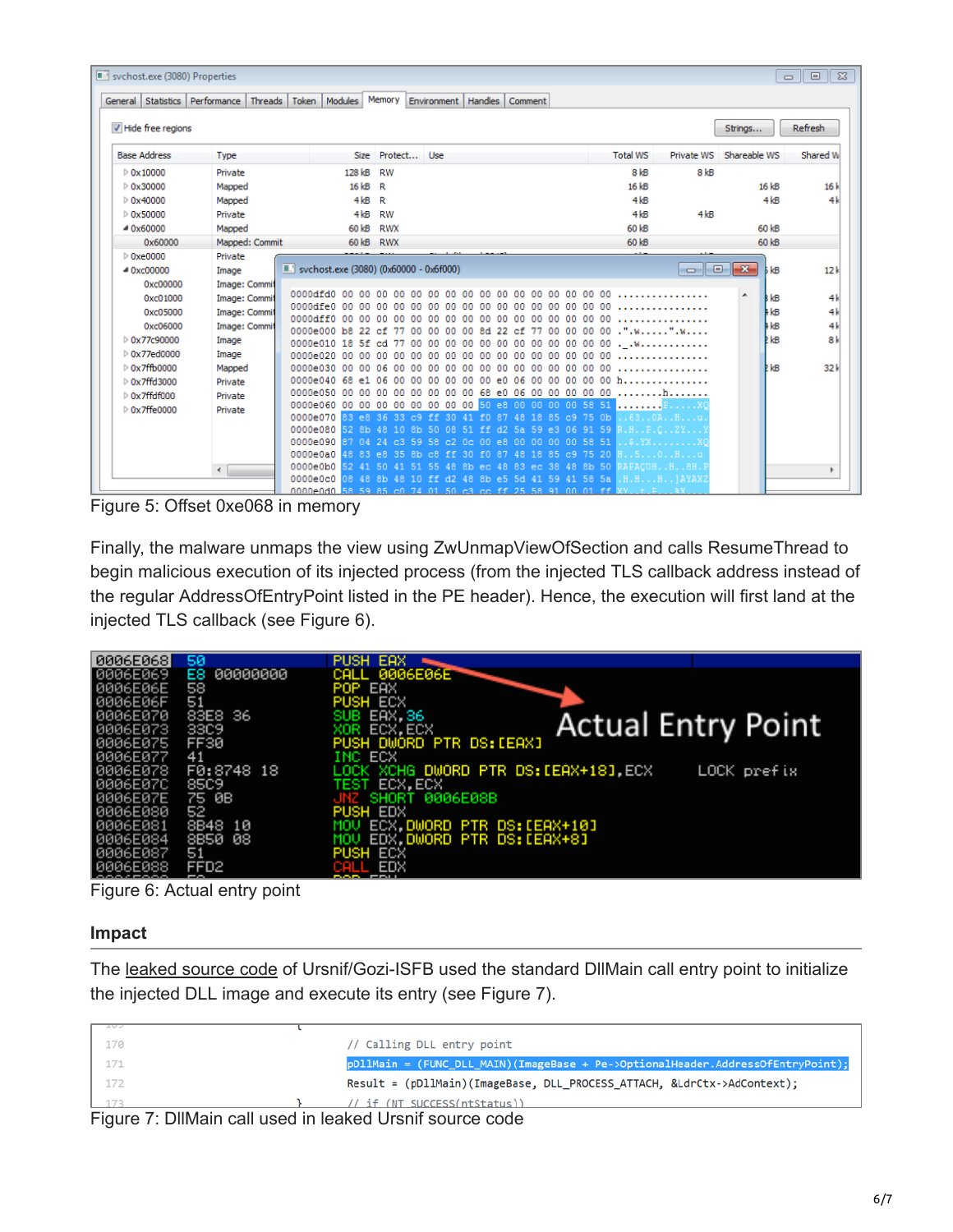Figure 5: Offset 0xe068 in memory

Finally, the malware unmaps the view using ZwUnmapViewOfSection and calls ResumeThread to begin malicious execution of its injected process (from the injected TLS callback address instead of the regular AddressOfEntryPoint listed in the PE header). Hence, the execution will first land at the injected TLS callback (see Figure 6).

Figure 6: Actual entry point

## Impact

The leaked source code of Ursnif/Gozi-ISFB used the standard DllMain call entry point to initialize the injected DLL image and execute its entry (see Figure 7).

Figure 7: DllMain call used in leaked Ursnif source code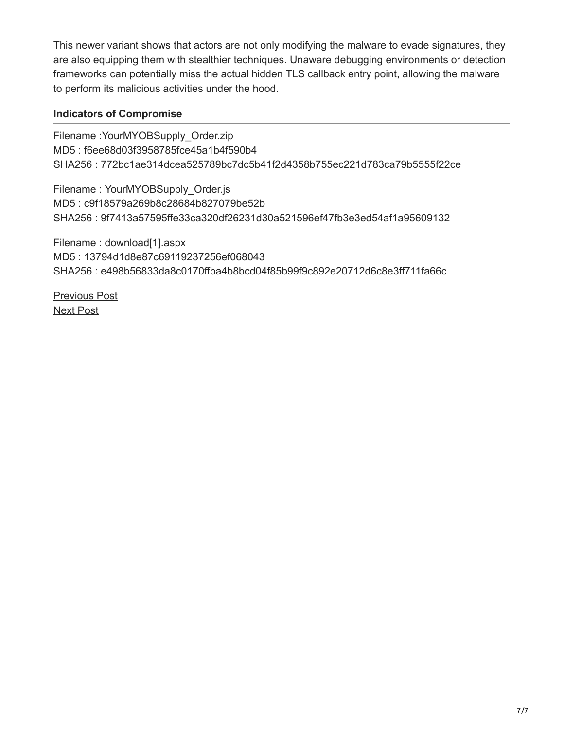This newer variant shows that actors are not only modifying the malware to evade signatures, they are also equipping them with stealthier techniques. Unaware debugging environments or detection frameworks can potentially miss the actual hidden TLS callback entry point, allowing the malware to perform its malicious activities under the hood.

### Indicators of Compromise

Filename :YourMYOBSupply_Order.zip
MD5 : f6ee68d03f3958785fce45a1b4f590b4
SHA256 : 772bc1ae314dcea525789bc7dc5b41f2d4358b755ec221d783ca79b5555f22ce

Filename : YourMYOBSupply_Order.js
MD5 : c9f18579a269b8c28684b827079be52b
SHA256 : 9f7413a57595ffe33ca320df26231d30a521596ef47fb3e3ed54af1a95609132

Filename : download[1].aspx
MD5 : 13794d1d8e87c69119237256ef068043
SHA256 : e498b56833da8c0170ffba4b8bcd04f85b99f9c892e20712d6c8e3ff711fa66c

Previous Post
Next Post